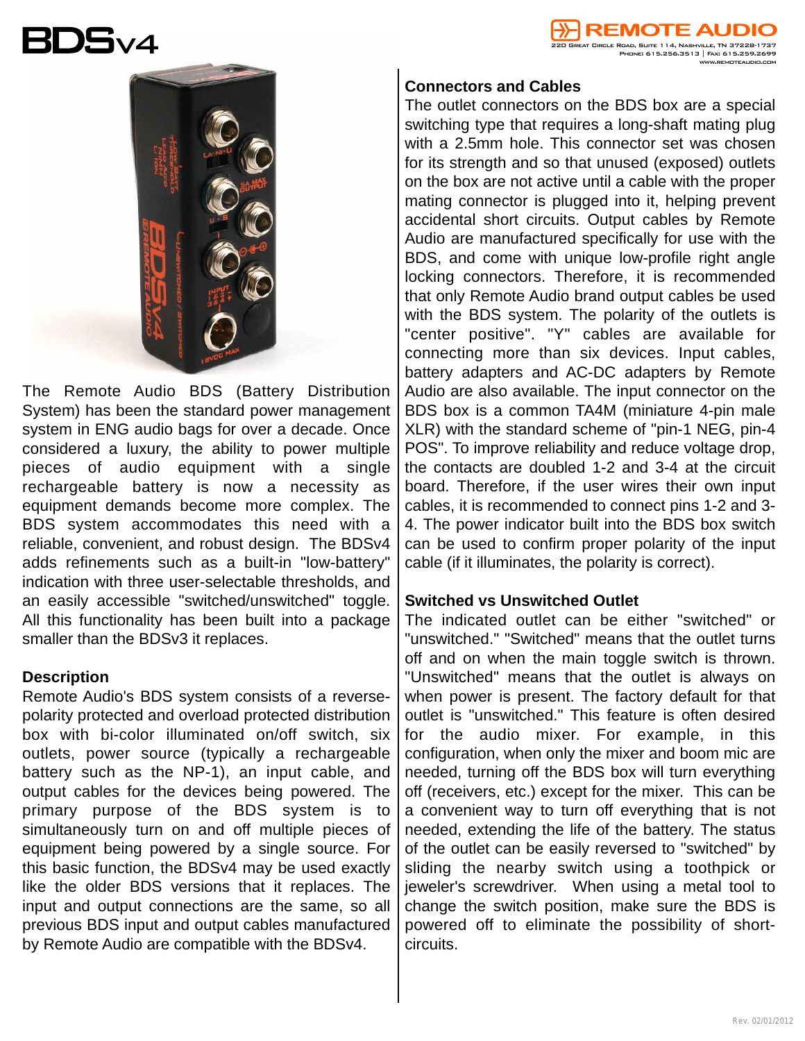# BDSv4

**REMOTE AUDIO**
220 Great Circle Road, Suite 114, Nashville, TN 37228-1737
Phone: 615.256.3513 | Fax: 615.259.2699
www.remoteaudio.com

The Remote Audio BDS (Battery Distribution System) has been the standard power management system in ENG audio bags for over a decade. Once considered a luxury, the ability to power multiple pieces of audio equipment with a single rechargeable battery is now a necessity as equipment demands become more complex. The BDS system accommodates this need with a reliable, convenient, and robust design. The BDSv4 adds refinements such as a built-in "low-battery" indication with three user-selectable thresholds, and an easily accessible "switched/unswitched" toggle. All this functionality has been built into a package smaller than the BDSv3 it replaces.

### Description

Remote Audio's BDS system consists of a reverse-polarity protected and overload protected distribution box with bi-color illuminated on/off switch, six outlets, power source (typically a rechargeable battery such as the NP-1), an input cable, and output cables for the devices being powered. The primary purpose of the BDS system is to simultaneously turn on and off multiple pieces of equipment being powered by a single source. For this basic function, the BDSv4 may be used exactly like the older BDS versions that it replaces. The input and output connections are the same, so all previous BDS input and output cables manufactured by Remote Audio are compatible with the BDSv4.

### Connectors and Cables

The outlet connectors on the BDS box are a special switching type that requires a long-shaft mating plug with a 2.5mm hole. This connector set was chosen for its strength and so that unused (exposed) outlets on the box are not active until a cable with the proper mating connector is plugged into it, helping prevent accidental short circuits. Output cables by Remote Audio are manufactured specifically for use with the BDS, and come with unique low-profile right angle locking connectors. Therefore, it is recommended that only Remote Audio brand output cables be used with the BDS system. The polarity of the outlets is "center positive". "Y" cables are available for connecting more than six devices. Input cables, battery adapters and AC-DC adapters by Remote Audio are also available. The input connector on the BDS box is a common TA4M (miniature 4-pin male XLR) with the standard scheme of "pin-1 NEG, pin-4 POS". To improve reliability and reduce voltage drop, the contacts are doubled 1-2 and 3-4 at the circuit board. Therefore, if the user wires their own input cables, it is recommended to connect pins 1-2 and 3-4. The power indicator built into the BDS box switch can be used to confirm proper polarity of the input cable (if it illuminates, the polarity is correct).

### Switched vs Unswitched Outlet

The indicated outlet can be either "switched" or "unswitched." "Switched" means that the outlet turns off and on when the main toggle switch is thrown. "Unswitched" means that the outlet is always on when power is present. The factory default for that outlet is "unswitched." This feature is often desired for the audio mixer. For example, in this configuration, when only the mixer and boom mic are needed, turning off the BDS box will turn everything off (receivers, etc.) except for the mixer. This can be a convenient way to turn off everything that is not needed, extending the life of the battery. The status of the outlet can be easily reversed to "switched" by sliding the nearby switch using a toothpick or jeweler's screwdriver. When using a metal tool to change the switch position, make sure the BDS is powered off to eliminate the possibility of short-circuits.

Rev. 02/01/2012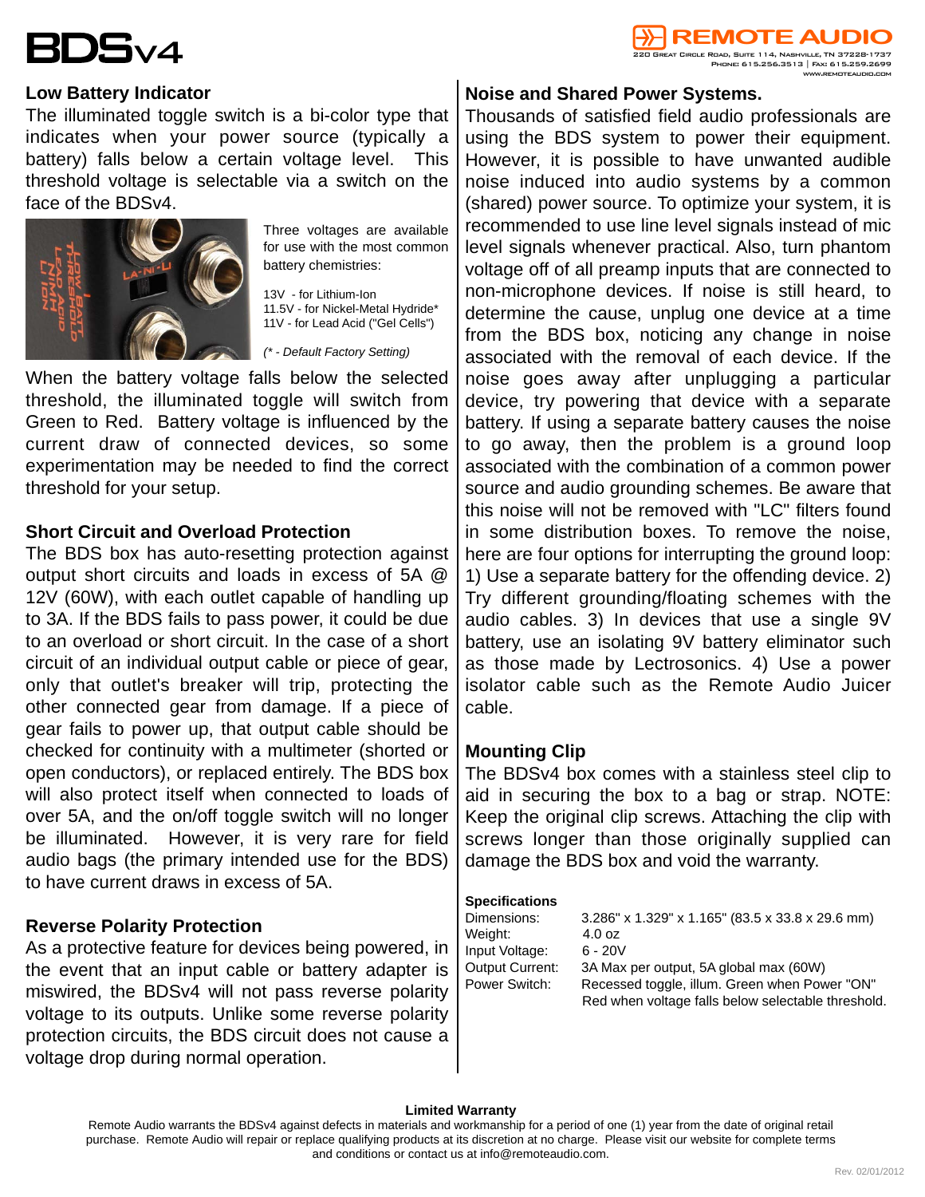# BDSv4

REMOTE AUDIO
220 Great Circle Road, Suite 114, Nashville, TN 37228-1737
Phone: 615.256.3513 | Fax: 615.259.2699
www.remoteaudio.com

## Low Battery Indicator

The illuminated toggle switch is a bi-color type that indicates when your power source (typically a battery) falls below a certain voltage level. This threshold voltage is selectable via a switch on the face of the BDSv4.

Three voltages are available for use with the most common battery chemistries:

13V - for Lithium-Ion
11.5V - for Nickel-Metal Hydride*
11V - for Lead Acid ("Gel Cells")

*(* - Default Factory Setting)*

When the battery voltage falls below the selected threshold, the illuminated toggle will switch from Green to Red. Battery voltage is influenced by the current draw of connected devices, so some experimentation may be needed to find the correct threshold for your setup.

## Short Circuit and Overload Protection

The BDS box has auto-resetting protection against output short circuits and loads in excess of 5A @ 12V (60W), with each outlet capable of handling up to 3A. If the BDS fails to pass power, it could be due to an overload or short circuit. In the case of a short circuit of an individual output cable or piece of gear, only that outlet's breaker will trip, protecting the other connected gear from damage. If a piece of gear fails to power up, that output cable should be checked for continuity with a multimeter (shorted or open conductors), or replaced entirely. The BDS box will also protect itself when connected to loads of over 5A, and the on/off toggle switch will no longer be illuminated. However, it is very rare for field audio bags (the primary intended use for the BDS) to have current draws in excess of 5A.

## Reverse Polarity Protection

As a protective feature for devices being powered, in the event that an input cable or battery adapter is miswired, the BDSv4 will not pass reverse polarity voltage to its outputs. Unlike some reverse polarity protection circuits, the BDS circuit does not cause a voltage drop during normal operation.

## Noise and Shared Power Systems.

Thousands of satisfied field audio professionals are using the BDS system to power their equipment. However, it is possible to have unwanted audible noise induced into audio systems by a common (shared) power source. To optimize your system, it is recommended to use line level signals instead of mic level signals whenever practical. Also, turn phantom voltage off of all preamp inputs that are connected to non-microphone devices. If noise is still heard, to determine the cause, unplug one device at a time from the BDS box, noticing any change in noise associated with the removal of each device. If the noise goes away after unplugging a particular device, try powering that device with a separate battery. If using a separate battery causes the noise to go away, then the problem is a ground loop associated with the combination of a common power source and audio grounding schemes. Be aware that this noise will not be removed with "LC" filters found in some distribution boxes. To remove the noise, here are four options for interrupting the ground loop: 1) Use a separate battery for the offending device. 2) Try different grounding/floating schemes with the audio cables. 3) In devices that use a single 9V battery, use an isolating 9V battery eliminator such as those made by Lectrosonics. 4) Use a power isolator cable such as the Remote Audio Juicer cable.

## Mounting Clip

The BDSv4 box comes with a stainless steel clip to aid in securing the box to a bag or strap. NOTE: Keep the original clip screws. Attaching the clip with screws longer than those originally supplied can damage the BDS box and void the warranty.

**Specifications**

| | |
|---|---|
| Dimensions: | 3.286" x 1.329" x 1.165" (83.5 x 33.8 x 29.6 mm) |
| Weight: | 4.0 oz |
| Input Voltage: | 6 - 20V |
| Output Current: | 3A Max per output, 5A global max (60W) |
| Power Switch: | Recessed toggle, illum. Green when Power "ON" Red when voltage falls below selectable threshold. |

**Limited Warranty**

Remote Audio warrants the BDSv4 against defects in materials and workmanship for a period of one (1) year from the date of original retail purchase. Remote Audio will repair or replace qualifying products at its discretion at no charge. Please visit our website for complete terms and conditions or contact us at info@remoteaudio.com.

Rev. 02/01/2012